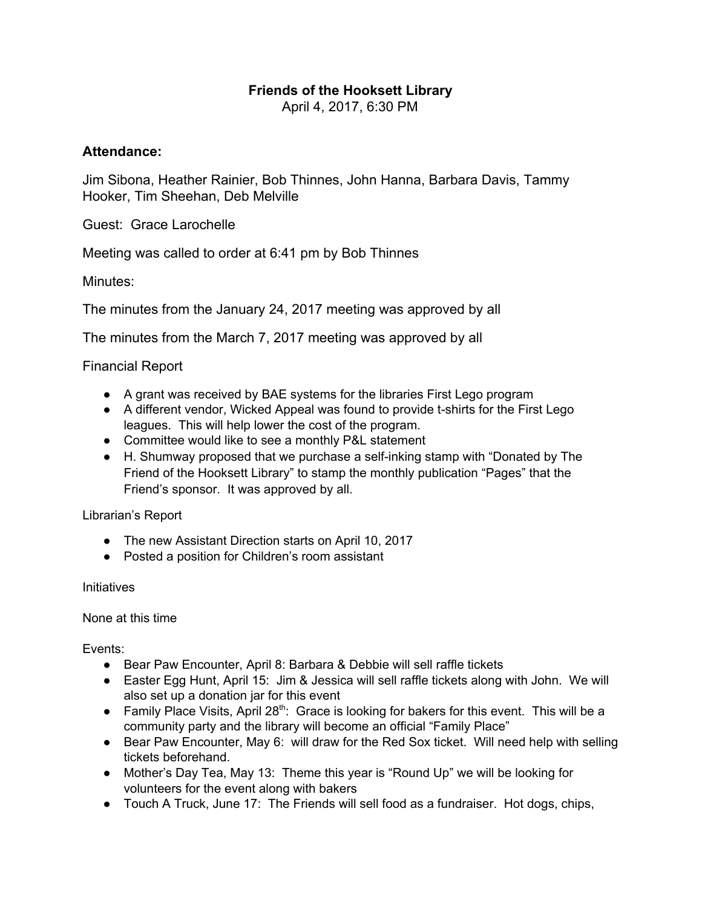# Friends of the Hooksett Library

April 4, 2017, 6:30 PM

## Attendance:

Jim Sibona, Heather Rainier, Bob Thinnes, John Hanna, Barbara Davis, Tammy Hooker, Tim Sheehan, Deb Melville

Guest: Grace Larochelle

Meeting was called to order at 6:41 pm by Bob Thinnes

Minutes:

The minutes from the January 24, 2017 meeting was approved by all

The minutes from the March 7, 2017 meeting was approved by all

Financial Report

- A grant was received by BAE systems for the libraries First Lego program
- A different vendor, Wicked Appeal was found to provide t-shirts for the First Lego leagues. This will help lower the cost of the program.
- Committee would like to see a monthly P&L statement
- H. Shumway proposed that we purchase a self-inking stamp with "Donated by The Friend of the Hooksett Library" to stamp the monthly publication "Pages" that the Friend's sponsor. It was approved by all.

Librarian's Report

- The new Assistant Direction starts on April 10, 2017
- Posted a position for Children's room assistant

Initiatives

None at this time

Events:

- Bear Paw Encounter, April 8: Barbara & Debbie will sell raffle tickets
- Easter Egg Hunt, April 15: Jim & Jessica will sell raffle tickets along with John. We will also set up a donation jar for this event
- Family Place Visits, April 28th: Grace is looking for bakers for this event. This will be a community party and the library will become an official "Family Place"
- Bear Paw Encounter, May 6: will draw for the Red Sox ticket. Will need help with selling tickets beforehand.
- Mother's Day Tea, May 13: Theme this year is "Round Up" we will be looking for volunteers for the event along with bakers
- Touch A Truck, June 17: The Friends will sell food as a fundraiser. Hot dogs, chips,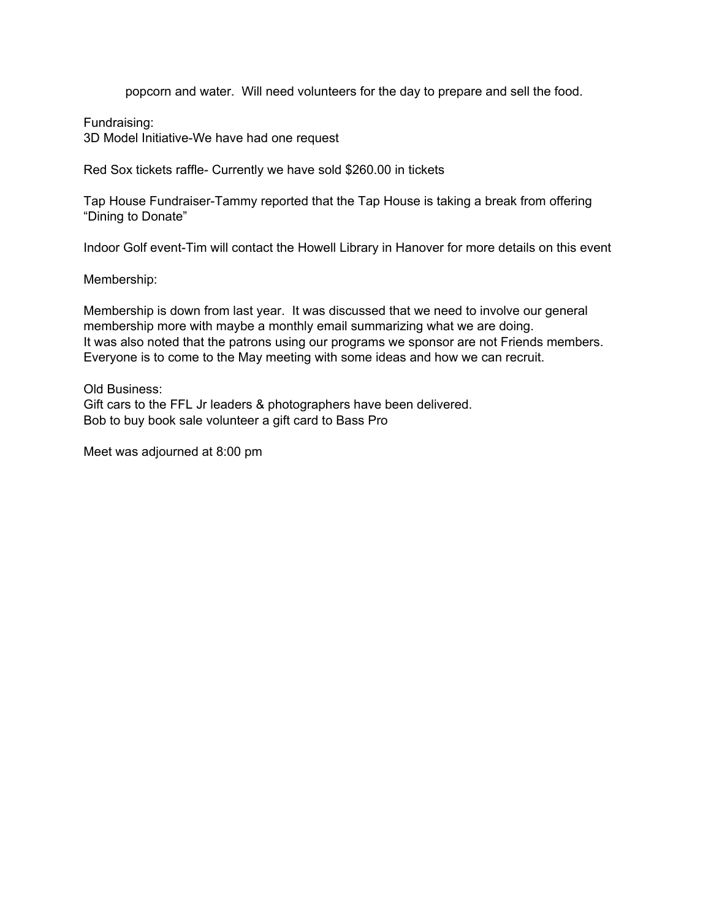popcorn and water. Will need volunteers for the day to prepare and sell the food.

Fundraising:
3D Model Initiative-We have had one request

Red Sox tickets raffle- Currently we have sold $260.00 in tickets

Tap House Fundraiser-Tammy reported that the Tap House is taking a break from offering "Dining to Donate"

Indoor Golf event-Tim will contact the Howell Library in Hanover for more details on this event

Membership:

Membership is down from last year. It was discussed that we need to involve our general membership more with maybe a monthly email summarizing what we are doing.
It was also noted that the patrons using our programs we sponsor are not Friends members.
Everyone is to come to the May meeting with some ideas and how we can recruit.

Old Business:
Gift cars to the FFL Jr leaders & photographers have been delivered.
Bob to buy book sale volunteer a gift card to Bass Pro

Meet was adjourned at 8:00 pm